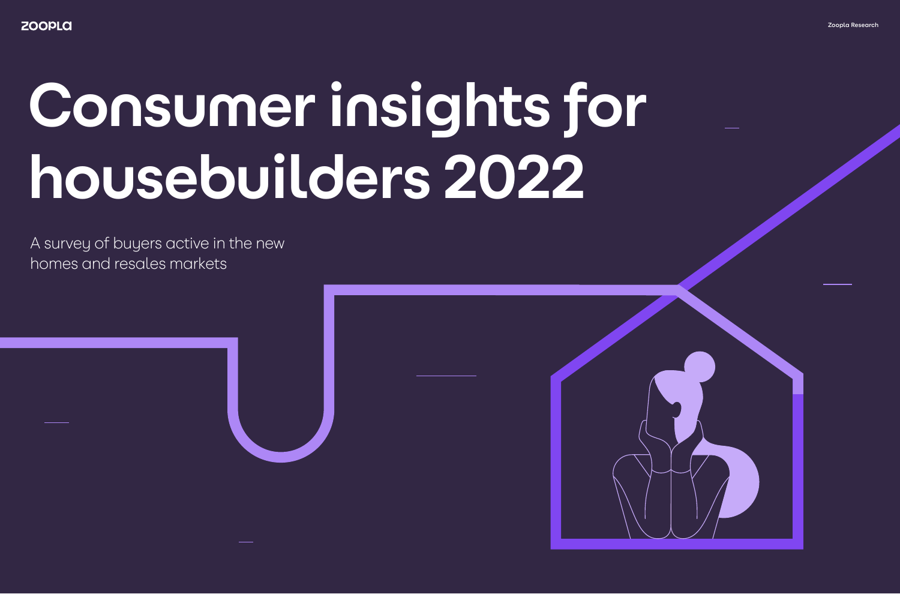# Consumer insights for housebuilders 2022

A survey of buyers active in the new homes and resales markets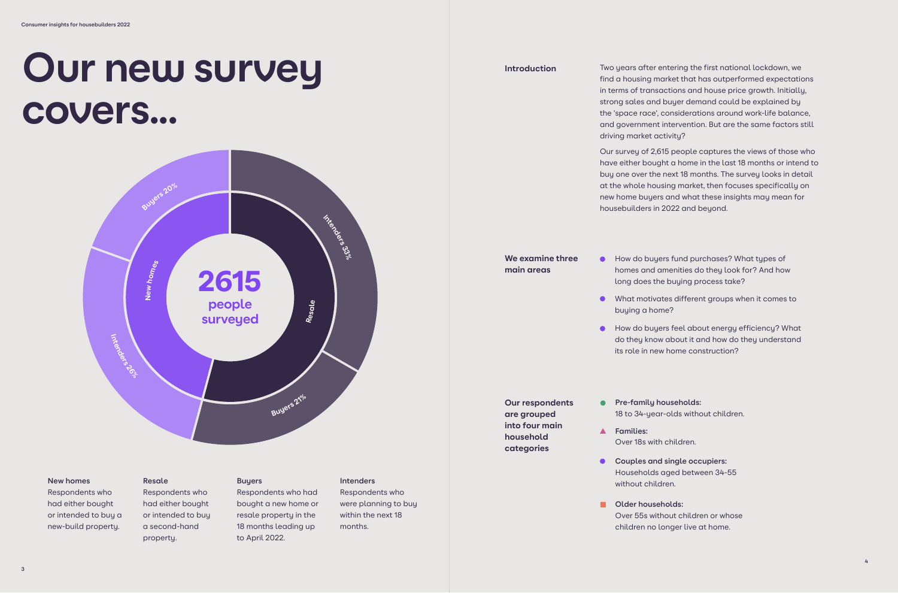# Our new survey covers...

2615 people surveyed

New homes: Buyers 20%, Intenders 26%

Resale: Intenders 33%, Buyers 21%

**New homes**
Respondents who had either bought or intended to buy a new-build property.

**Resale**
Respondents who had either bought or intended to buy a second-hand property.

**Buyers**
Respondents who had bought a new home or resale property in the 18 months leading up to April 2022.

**Intenders**
Respondents who were planning to buy within the next 18 months.

**Introduction**

Two years after entering the first national lockdown, we find a housing market that has outperformed expectations in terms of transactions and house price growth. Initially, strong sales and buyer demand could be explained by the 'space race', considerations around work-life balance, and government intervention. But are the same factors still driving market activity?

Our survey of 2,615 people captures the views of those who have either bought a home in the last 18 months or intend to buy one over the next 18 months. The survey looks in detail at the whole housing market, then focuses specifically on new home buyers and what these insights may mean for housebuilders in 2022 and beyond.

**We examine three main areas**

- How do buyers fund purchases? What types of homes and amenities do they look for? And how long does the buying process take?
- What motivates different groups when it comes to buying a home?
- How do buyers feel about energy efficiency? What do they know about it and how do they understand its role in new home construction?

**Our respondents are grouped into four main household categories**

- **Pre-family households:** 18 to 34-year-olds without children.
- **Families:** Over 18s with children.
- **Couples and single occupiers:** Households aged between 34-55 without children.
- **Older households:** Over 55s without children or whose children no longer live at home.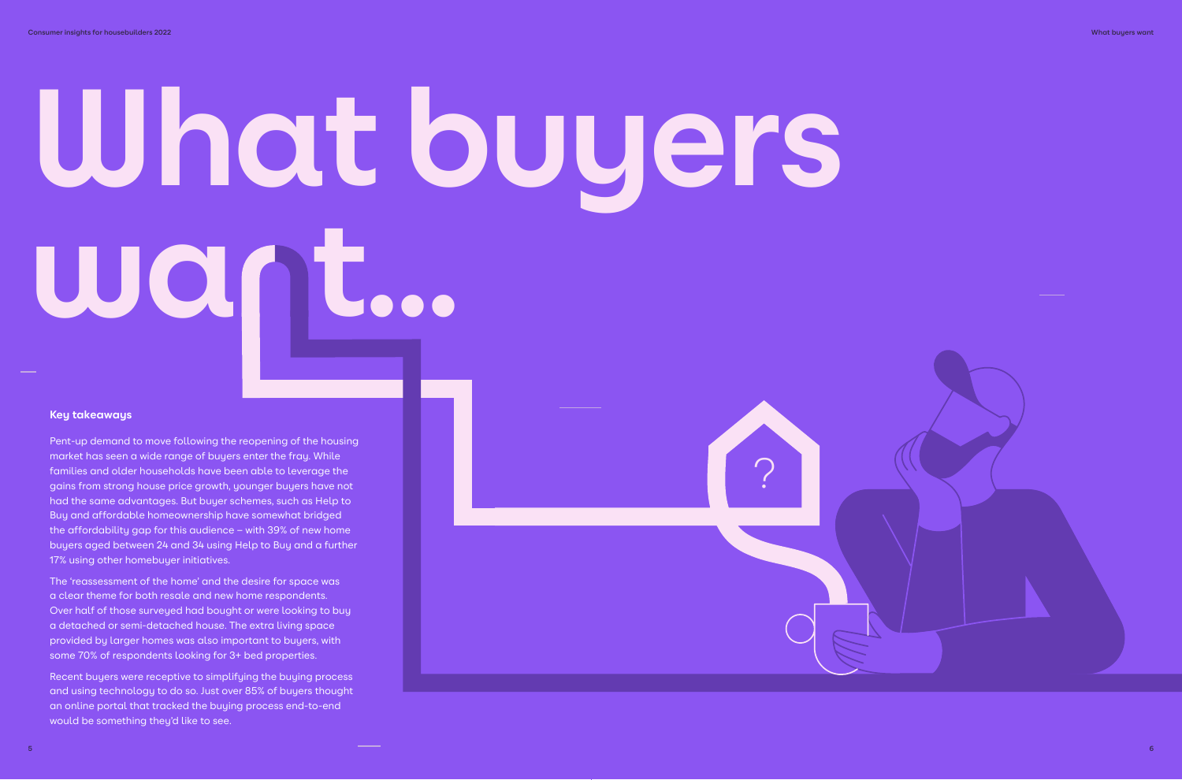# What buyers want...

## Key takeaways

Pent-up demand to move following the reopening of the housing market has seen a wide range of buyers enter the fray. While families and older households have been able to leverage the gains from strong house price growth, younger buyers have not had the same advantages. But buyer schemes, such as Help to Buy and affordable homeownership have somewhat bridged the affordability gap for this audience – with 39% of new home buyers aged between 24 and 34 using Help to Buy and a further 17% using other homebuyer initiatives.

The 'reassessment of the home' and the desire for space was a clear theme for both resale and new home respondents. Over half of those surveyed had bought or were looking to buy a detached or semi-detached house. The extra living space provided by larger homes was also important to buyers, with some 70% of respondents looking for 3+ bed properties.

Recent buyers were receptive to simplifying the buying process and using technology to do so. Just over 85% of buyers thought an online portal that tracked the buying process end-to-end would be something they'd like to see.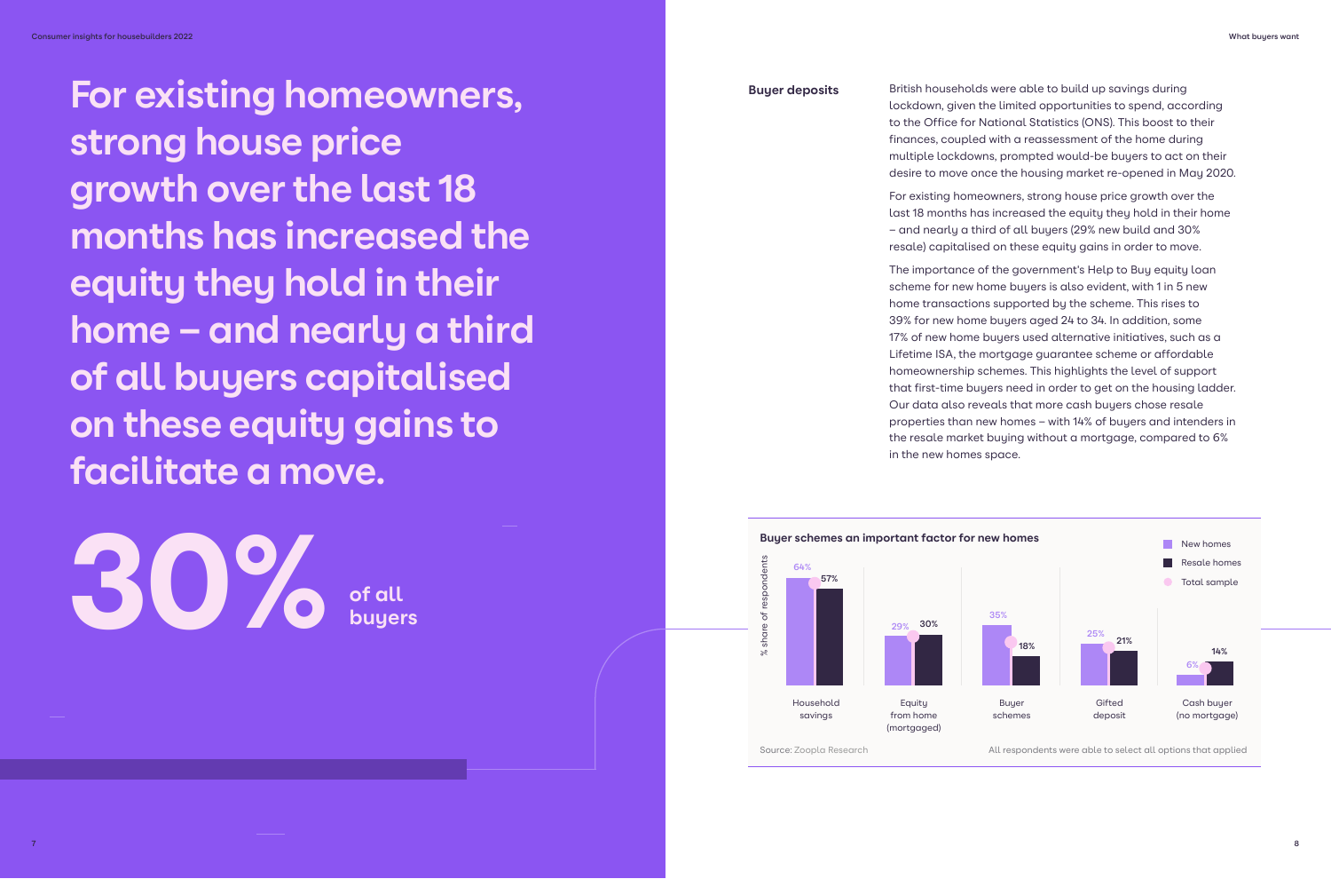# For existing homeowners, strong house price growth over the last 18 months has increased the equity they hold in their home – and nearly a third of all buyers capitalised on these equity gains to facilitate a move.

**30%** of all buyers

## Buyer deposits

British households were able to build up savings during lockdown, given the limited opportunities to spend, according to the Office for National Statistics (ONS). This boost to their finances, coupled with a reassessment of the home during multiple lockdowns, prompted would-be buyers to act on their desire to move once the housing market re-opened in May 2020.

For existing homeowners, strong house price growth over the last 18 months has increased the equity they hold in their home – and nearly a third of all buyers (29% new build and 30% resale) capitalised on these equity gains in order to move.

The importance of the government's Help to Buy equity loan scheme for new home buyers is also evident, with 1 in 5 new home transactions supported by the scheme. This rises to 39% for new home buyers aged 24 to 34. In addition, some 17% of new home buyers used alternative initiatives, such as a Lifetime ISA, the mortgage guarantee scheme or affordable homeownership schemes. This highlights the level of support that first-time buyers need in order to get on the housing ladder. Our data also reveals that more cash buyers chose resale properties than new homes – with 14% of buyers and intenders in the resale market buying without a mortgage, compared to 6% in the new homes space.

**Buyer schemes an important factor for new homes**

% share of respondents

| | New homes | Resale homes |
|---|---|---|
| Household savings | 64% | 57% |
| Equity from home (mortgaged) | 29% | 30% |
| Buyer schemes | 35% | 18% |
| Gifted deposit | 25% | 21% |
| Cash buyer (no mortgage) | 6% | 14% |

Source: Zoopla Research

All respondents were able to select all options that applied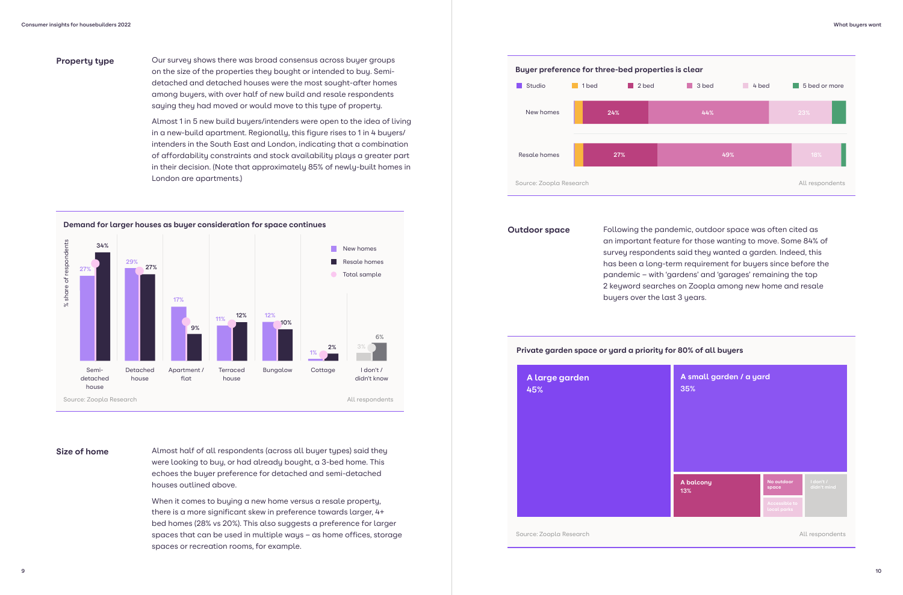## Property type

Our survey shows there was broad consensus across buyer groups on the size of the properties they bought or intended to buy. Semi-detached and detached houses were the most sought-after homes among buyers, with over half of new build and resale respondents saying they had moved or would move to this type of property.

Almost 1 in 5 new build buyers/intenders were open to the idea of living in a new-build apartment. Regionally, this figure rises to 1 in 4 buyers/intenders in the South East and London, indicating that a combination of affordability constraints and stock availability plays a greater part in their decision. (Note that approximately 85% of newly-built homes in London are apartments.)

**Demand for larger houses as buyer consideration for space continues**

| % share of respondents | New homes | Resale homes |
|---|---|---|
| Semi-detached house | 27% | 34% |
| Detached house | 29% | 27% |
| Apartment / flat | 17% | 9% |
| Terraced house | 11% | 12% |
| Bungalow | 12% | 10% |
| Cottage | 1% | 2% |
| I don't / didn't know | 3% | 6% |

Source: Zoopla Research — All respondents

## Size of home

Almost half of all respondents (across all buyer types) said they were looking to buy, or had already bought, a 3-bed home. This echoes the buyer preference for detached and semi-detached houses outlined above.

When it comes to buying a new home versus a resale property, there is a more significant skew in preference towards larger, 4+ bed homes (28% vs 20%). This also suggests a preference for larger spaces that can be used in multiple ways – as home offices, storage spaces or recreation rooms, for example.

**Buyer preference for three-bed properties is clear**

| | 2 bed | 3 bed | 4 bed |
|---|---|---|---|
| New homes | 24% | 44% | 23% |
| Resale homes | 27% | 49% | 18% |

Categories: Studio, 1 bed, 2 bed, 3 bed, 4 bed, 5 bed or more

Source: Zoopla Research — All respondents

## Outdoor space

Following the pandemic, outdoor space was often cited as an important feature for those wanting to move. Some 84% of survey respondents said they wanted a garden. Indeed, this has been a long-term requirement for buyers since before the pandemic – with 'gardens' and 'garages' remaining the top 2 keyword searches on Zoopla among new home and resale buyers over the last 3 years.

**Private garden space or yard a priority for 80% of all buyers**

| Outdoor space | Share |
|---|---|
| A large garden | 45% |
| A small garden / a yard | 35% |
| A balcony | 13% |
| No outdoor space | |
| Accessible to local parks | |
| I don't / didn't mind | |

Source: Zoopla Research — All respondents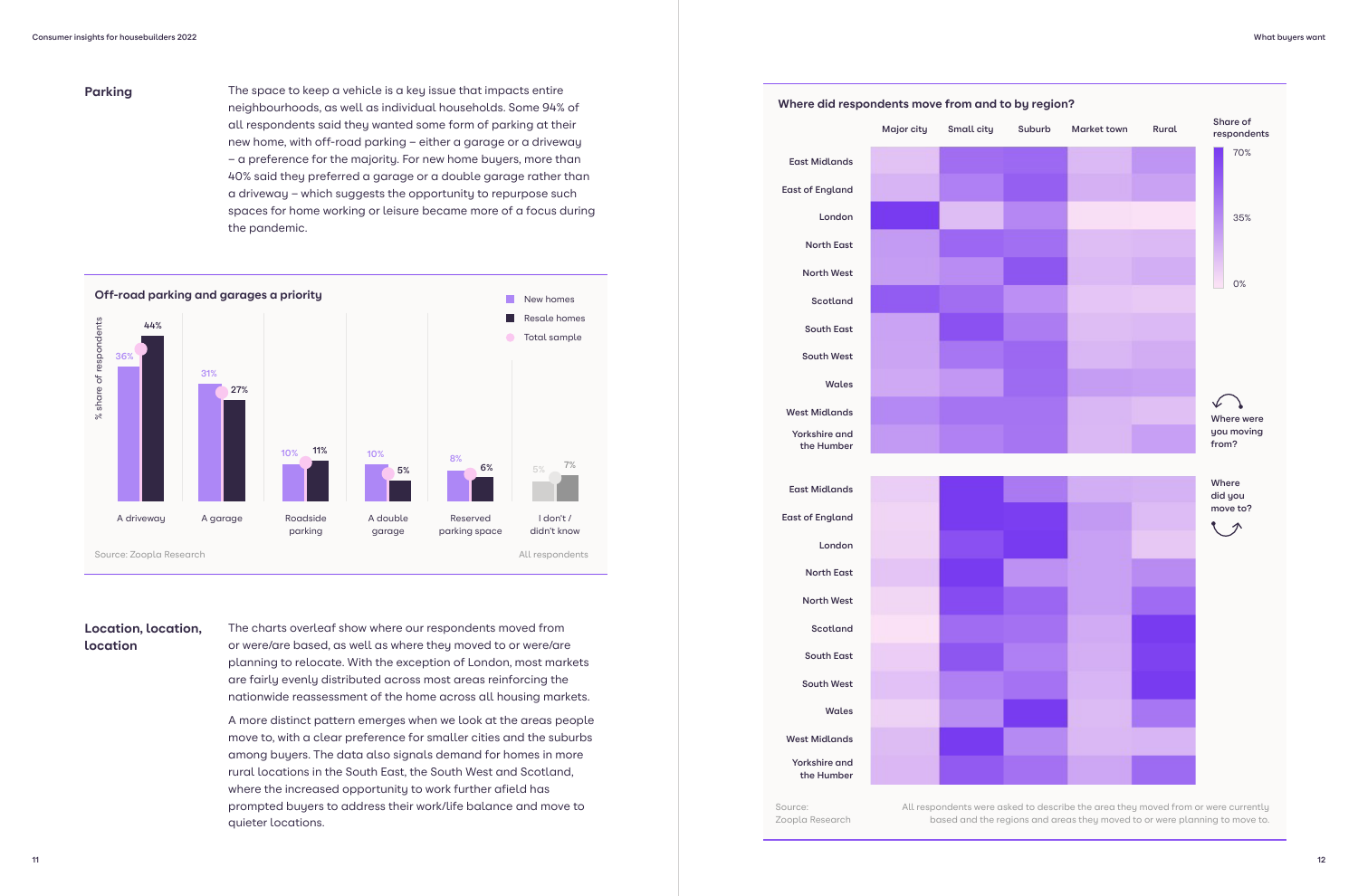## Parking

The space to keep a vehicle is a key issue that impacts entire neighbourhoods, as well as individual households. Some 94% of all respondents said they wanted some form of parking at their new home, with off-road parking – either a garage or a driveway – a preference for the majority. For new home buyers, more than 40% said they preferred a garage or a double garage rather than a driveway – which suggests the opportunity to repurpose such spaces for home working or leisure became more of a focus during the pandemic.

### Off-road parking and garages a priority

% share of respondents

| | New homes | Resale homes |
|---|---|---|
| A driveway | 36% | 44% |
| A garage | 31% | 27% |
| Roadside parking | 10% | 11% |
| A double garage | 10% | 5% |
| Reserved parking space | 8% | 6% |
| I don't / didn't know | 5% | 7% |

Legend: New homes, Resale homes, Total sample

Source: Zoopla Research

All respondents

## Location, location, location

The charts overleaf show where our respondents moved from or were/are based, as well as where they moved to or were/are planning to relocate. With the exception of London, most markets are fairly evenly distributed across most areas reinforcing the nationwide reassessment of the home across all housing markets.

A more distinct pattern emerges when we look at the areas people move to, with a clear preference for smaller cities and the suburbs among buyers. The data also signals demand for homes in more rural locations in the South East, the South West and Scotland, where the increased opportunity to work further afield has prompted buyers to address their work/life balance and move to quieter locations.

### Where did respondents move from and to by region?

Columns: Major city, Small city, Suburb, Market town, Rural

Share of respondents: 70%, 35%, 0%

Where were you moving from?

East Midlands, East of England, London, North East, North West, Scotland, South East, South West, Wales, West Midlands, Yorkshire and the Humber

Where did you move to?

East Midlands, East of England, London, North East, North West, Scotland, South East, South West, Wales, West Midlands, Yorkshire and the Humber

Source: Zoopla Research

All respondents were asked to describe the area they moved from or were currently based and the regions and areas they moved to or were planning to move to.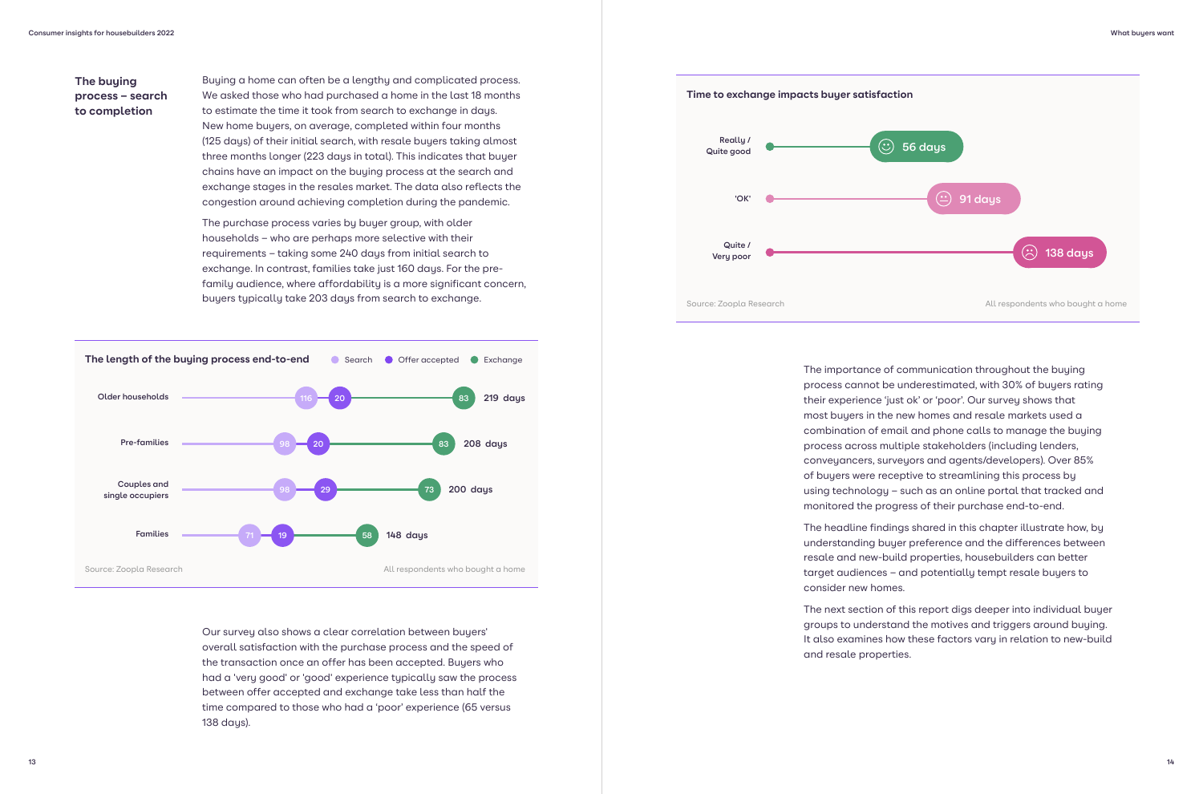## The buying process – search to completion

Buying a home can often be a lengthy and complicated process. We asked those who had purchased a home in the last 18 months to estimate the time it took from search to exchange in days. New home buyers, on average, completed within four months (125 days) of their initial search, with resale buyers taking almost three months longer (223 days in total). This indicates that buyer chains have an impact on the buying process at the search and exchange stages in the resales market. The data also reflects the congestion around achieving completion during the pandemic.

The purchase process varies by buyer group, with older households – who are perhaps more selective with their requirements – taking some 240 days from initial search to exchange. In contrast, families take just 160 days. For the pre-family audience, where affordability is a more significant concern, buyers typically take 203 days from search to exchange.

**The length of the buying process end-to-end**

| | Search | Offer accepted | Exchange | Total |
| --- | --- | --- | --- | --- |
| Older households | 116 | 20 | 83 | 219 days |
| Pre-families | 98 | 20 | 83 | 208 days |
| Couples and single occupiers | 98 | 29 | 73 | 200 days |
| Families | 71 | 19 | 58 | 148 days |

Source: Zoopla Research — All respondents who bought a home

Our survey also shows a clear correlation between buyers' overall satisfaction with the purchase process and the speed of the transaction once an offer has been accepted. Buyers who had a 'very good' or 'good' experience typically saw the process between offer accepted and exchange take less than half the time compared to those who had a 'poor' experience (65 versus 138 days).

**Time to exchange impacts buyer satisfaction**

| Satisfaction | Days |
| --- | --- |
| Really / Quite good | 56 days |
| 'OK' | 91 days |
| Quite / Very poor | 138 days |

Source: Zoopla Research — All respondents who bought a home

The importance of communication throughout the buying process cannot be underestimated, with 30% of buyers rating their experience 'just ok' or 'poor'. Our survey shows that most buyers in the new homes and resale markets used a combination of email and phone calls to manage the buying process across multiple stakeholders (including lenders, conveyancers, surveyors and agents/developers). Over 85% of buyers were receptive to streamlining this process by using technology – such as an online portal that tracked and monitored the progress of their purchase end-to-end.

The headline findings shared in this chapter illustrate how, by understanding buyer preference and the differences between resale and new-build properties, housebuilders can better target audiences – and potentially tempt resale buyers to consider new homes.

The next section of this report digs deeper into individual buyer groups to understand the motives and triggers around buying. It also examines how these factors vary in relation to new-build and resale properties.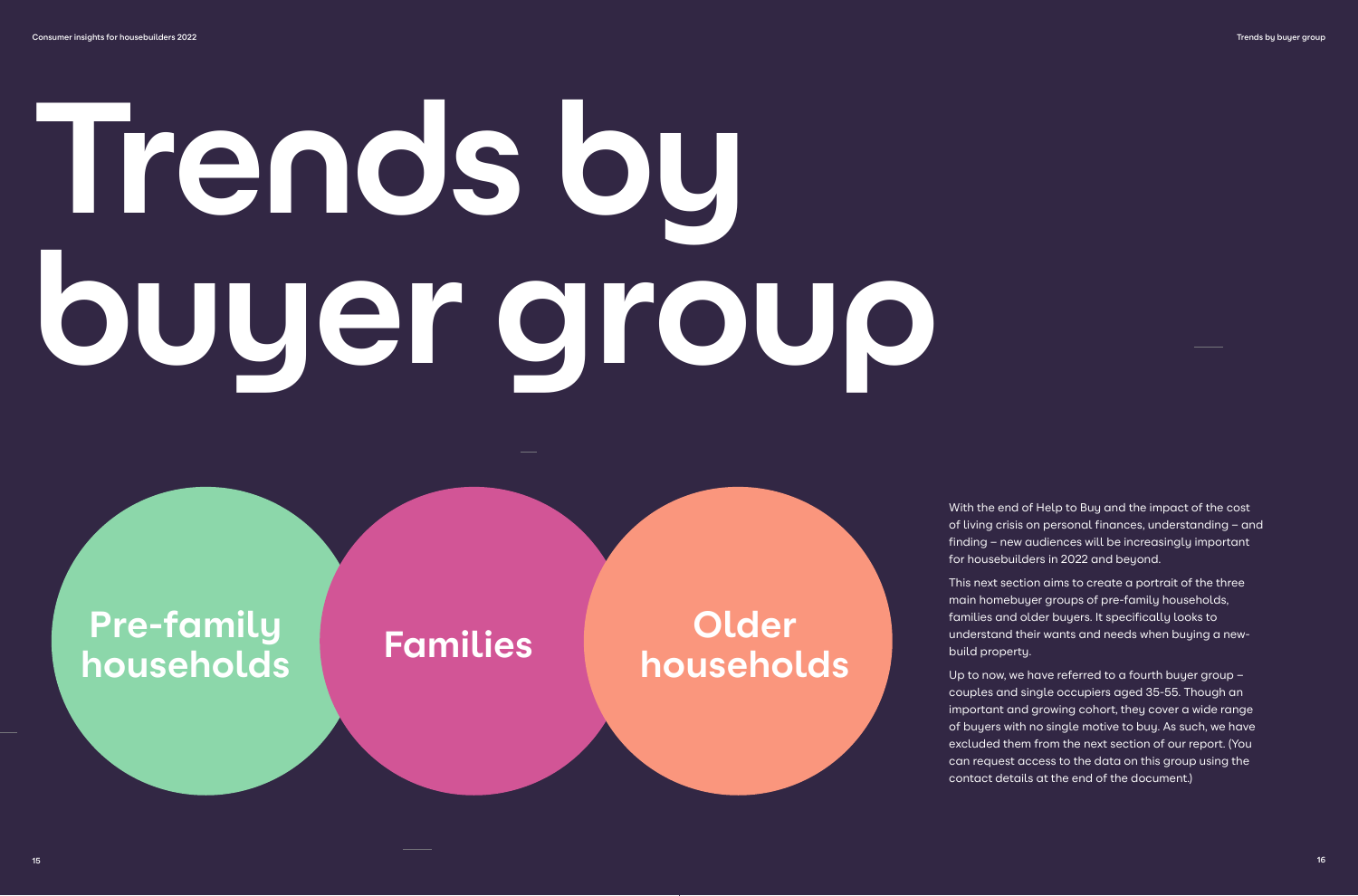# Trends by buyer group

Pre-family households

Families

Older households

With the end of Help to Buy and the impact of the cost of living crisis on personal finances, understanding – and finding – new audiences will be increasingly important for housebuilders in 2022 and beyond.

This next section aims to create a portrait of the three main homebuyer groups of pre-family households, families and older buyers. It specifically looks to understand their wants and needs when buying a new-build property.

Up to now, we have referred to a fourth buyer group – couples and single occupiers aged 35-55. Though an important and growing cohort, they cover a wide range of buyers with no single motive to buy. As such, we have excluded them from the next section of our report. (You can request access to the data on this group using the contact details at the end of the document.)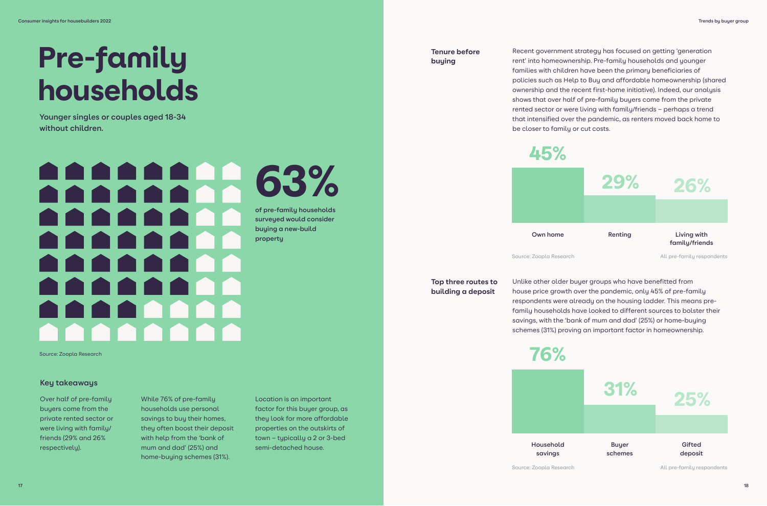# Pre-family households

**Younger singles or couples aged 18-34 without children.**

**63%**

**of pre-family households surveyed would consider buying a new-build property**

Source: Zoopla Research

### Key takeaways

Over half of pre-family buyers come from the private rented sector or were living with family/friends (29% and 26% respectively).

While 76% of pre-family households use personal savings to buy their homes, they often boost their deposit with help from the 'bank of mum and dad' (25%) and home-buying schemes (31%).

Location is an important factor for this buyer group, as they look for more affordable properties on the outskirts of town – typically a 2 or 3-bed semi-detached house.

### Tenure before buying

Recent government strategy has focused on getting 'generation rent' into homeownership. Pre-family households and younger families with children have been the primary beneficiaries of policies such as Help to Buy and affordable homeownership (shared ownership and the recent first-home initiative). Indeed, our analysis shows that over half of pre-family buyers come from the private rented sector or were living with family/friends – perhaps a trend that intensified over the pandemic, as renters moved back home to be closer to family or cut costs.

| Own home | Renting | Living with family/friends |
|---|---|---|
| 45% | 29% | 26% |

Source: Zoopla Research — All pre-family respondents

### Top three routes to building a deposit

Unlike other older buyer groups who have benefitted from house price growth over the pandemic, only 45% of pre-family respondents were already on the housing ladder. This means pre-family households have looked to different sources to bolster their savings, with the 'bank of mum and dad' (25%) or home-buying schemes (31%) proving an important factor in homeownership.

| Household savings | Buyer schemes | Gifted deposit |
|---|---|---|
| 76% | 31% | 25% |

Source: Zoopla Research — All pre-family respondents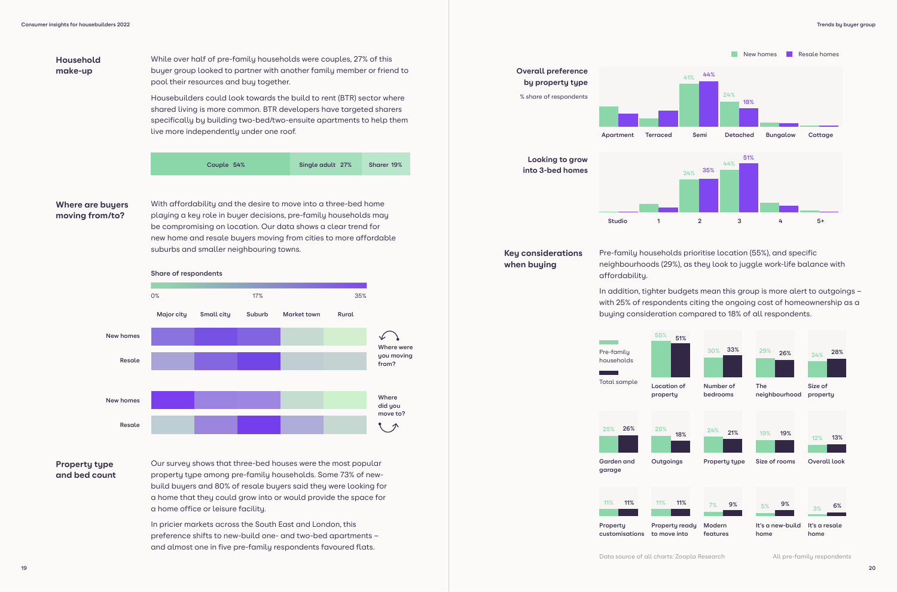## Household make-up

While over half of pre-family households were couples, 27% of this buyer group looked to partner with another family member or friend to pool their resources and buy together.

Housebuilders could look towards the build to rent (BTR) sector where shared living is more common. BTR developers have targeted sharers specifically by building two-bed/two-ensuite apartments to help them live more independently under one roof.

| Couple | Single adult | Sharer |
|---|---|---|
| 54% | 27% | 19% |

## Where are buyers moving from/to?

With affordability and the desire to move into a three-bed home playing a key role in buyer decisions, pre-family households may be compromising on location. Our data shows a clear trend for new home and resale buyers moving from cities to more affordable suburbs and smaller neighbouring towns.

Share of respondents

0% 17% 35%

Major city | Small city | Suburb | Market town | Rural

New homes / Resale — Where were you moving from?

New homes / Resale — Where did you move to?

## Property type and bed count

Our survey shows that three-bed houses were the most popular property type among pre-family households. Some 73% of new-build buyers and 80% of resale buyers said they were looking for a home that they could grow into or would provide the space for a home office or leisure facility.

In pricier markets across the South East and London, this preference shifts to new-build one- and two-bed apartments – and almost one in five pre-family respondents favoured flats.

### Overall preference by property type

% share of respondents

| | Apartment | Terraced | Semi | Detached | Bungalow | Cottage |
|---|---|---|---|---|---|---|
| New homes | | | 41% | 24% | | |
| Resale homes | | | 44% | 18% | | |

### Looking to grow into 3-bed homes

| | Studio | 1 | 2 | 3 | 4 | 5+ |
|---|---|---|---|---|---|---|
| New homes | | | 34% | 44% | | |
| Resale homes | | | 35% | 51% | | |

## Key considerations when buying

Pre-family households prioritise location (55%), and specific neighbourhoods (29%), as they look to juggle work-life balance with affordability.

In addition, tighter budgets mean this group is more alert to outgoings – with 25% of respondents citing the ongoing cost of homeownership as a buying consideration compared to 18% of all respondents.

| Consideration | Pre-family households | Total sample |
|---|---|---|
| Location of property | 55% | 51% |
| Number of bedrooms | 30% | 33% |
| The neighbourhood | 29% | 26% |
| Size of property | 24% | 28% |
| Garden and garage | 25% | 26% |
| Outgoings | 25% | 18% |
| Property type | 24% | 21% |
| Size of rooms | 19% | 19% |
| Overall look | 12% | 13% |
| Property customisations | 11% | 11% |
| Property ready to move into | 11% | 11% |
| Modern features | 7% | 9% |
| It's a new-build home | 5% | 9% |
| It's a resale home | 3% | 6% |

Data source of all charts: Zoopla Research

All pre-family respondents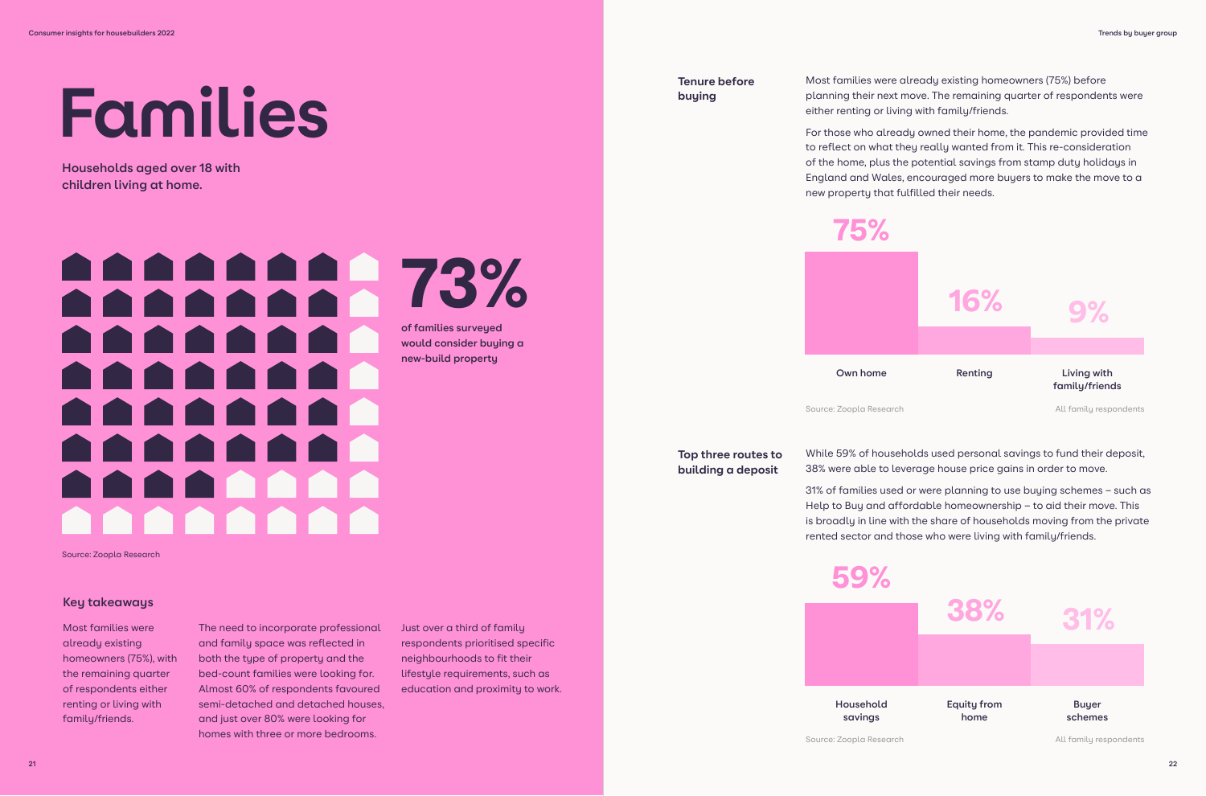# Families

**Households aged over 18 with children living at home.**

**73%**

**of families surveyed would consider buying a new-build property**

Source: Zoopla Research

## Key takeaways

Most families were already existing homeowners (75%), with the remaining quarter of respondents either renting or living with family/friends.

The need to incorporate professional and family space was reflected in both the type of property and the bed-count families were looking for. Almost 60% of respondents favoured semi-detached and detached houses, and just over 80% were looking for homes with three or more bedrooms.

Just over a third of family respondents prioritised specific neighbourhoods to fit their lifestyle requirements, such as education and proximity to work.

### Tenure before buying

Most families were already existing homeowners (75%) before planning their next move. The remaining quarter of respondents were either renting or living with family/friends.

For those who already owned their home, the pandemic provided time to reflect on what they really wanted from it. This re-consideration of the home, plus the potential savings from stamp duty holidays in England and Wales, encouraged more buyers to make the move to a new property that fulfilled their needs.

| Own home | Renting | Living with family/friends |
|---|---|---|
| 75% | 16% | 9% |

Source: Zoopla Research

All family respondents

### Top three routes to building a deposit

While 59% of households used personal savings to fund their deposit, 38% were able to leverage house price gains in order to move.

31% of families used or were planning to use buying schemes – such as Help to Buy and affordable homeownership – to aid their move. This is broadly in line with the share of households moving from the private rented sector and those who were living with family/friends.

| Household savings | Equity from home | Buyer schemes |
|---|---|---|
| 59% | 38% | 31% |

Source: Zoopla Research

All family respondents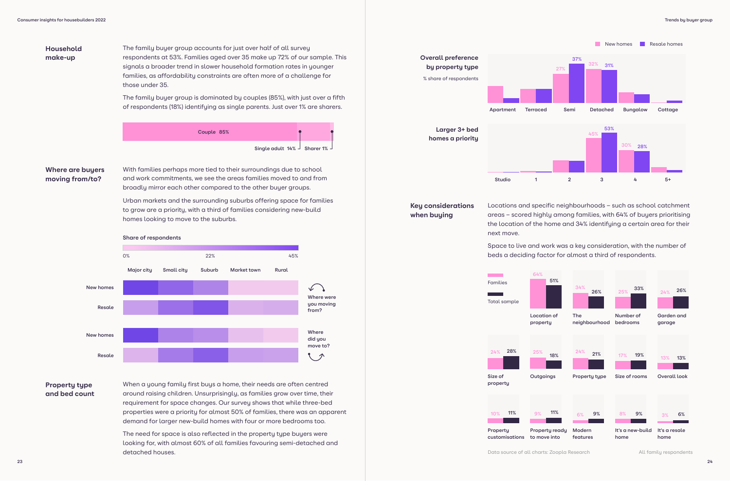## Household make-up

The family buyer group accounts for just over half of all survey respondents at 53%. Families aged over 35 make up 72% of our sample. This signals a broader trend in slower household formation rates in younger families, as affordability constraints are often more of a challenge for those under 35.

The family buyer group is dominated by couples (85%), with just over a fifth of respondents (18%) identifying as single parents. Just over 1% are sharers.

Couple 85% | Single adult 14% | Sharer 1%

## Where are buyers moving from/to?

With families perhaps more tied to their surroundings due to school and work commitments, we see the areas families moved to and from broadly mirror each other compared to the other buyer groups.

Urban markets and the surrounding suburbs offering space for families to grow are a priority, with a third of families considering new-build homes looking to move to the suburbs.

Share of respondents

0% — 22% — 45%

Major city | Small city | Suburb | Market town | Rural

New homes / Resale — Where were you moving from?

New homes / Resale — Where did you move to?

## Property type and bed count

When a young family first buys a home, their needs are often centred around raising children. Unsurprisingly, as families grow over time, their requirement for space changes. Our survey shows that while three-bed properties were a priority for almost 50% of families, there was an apparent demand for larger new-build homes with four or more bedrooms too.

The need for space is also reflected in the property type buyers were looking for, with almost 60% of all families favouring semi-detached and detached houses.

New homes | Resale homes

### Overall preference by property type

% share of respondents

| | Apartment | Terraced | Semi | Detached | Bungalow | Cottage |
|---|---|---|---|---|---|---|
| New homes | | | 27% | 32% | | |
| Resale homes | | | 37% | 31% | | |

### Larger 3+ bed homes a priority

| | Studio | 1 | 2 | 3 | 4 | 5+ |
|---|---|---|---|---|---|---|
| New homes | | | | 45% | 30% | |
| Resale homes | | | | 53% | 28% | |

## Key considerations when buying

Locations and specific neighbourhoods – such as school catchment areas – scored highly among families, with 64% of buyers prioritising the location of the home and 34% identifying a certain area for their next move.

Space to live and work was a key consideration, with the number of beds a deciding factor for almost a third of respondents.

| | Families | Total sample |
|---|---|---|
| Location of property | 64% | 51% |
| The neighbourhood | 34% | 26% |
| Number of bedrooms | 25% | 33% |
| Garden and garage | 24% | 26% |
| Size of property | 24% | 28% |
| Outgoings | 25% | 18% |
| Property type | 24% | 21% |
| Size of rooms | 17% | 19% |
| Overall look | 13% | 13% |
| Property customisations | 10% | 11% |
| Property ready to move into | 9% | 11% |
| Modern features | 6% | 9% |
| It's a new-build home | 8% | 9% |
| It's a resale home | 3% | 6% |

Data source of all charts: Zoopla Research

All family respondents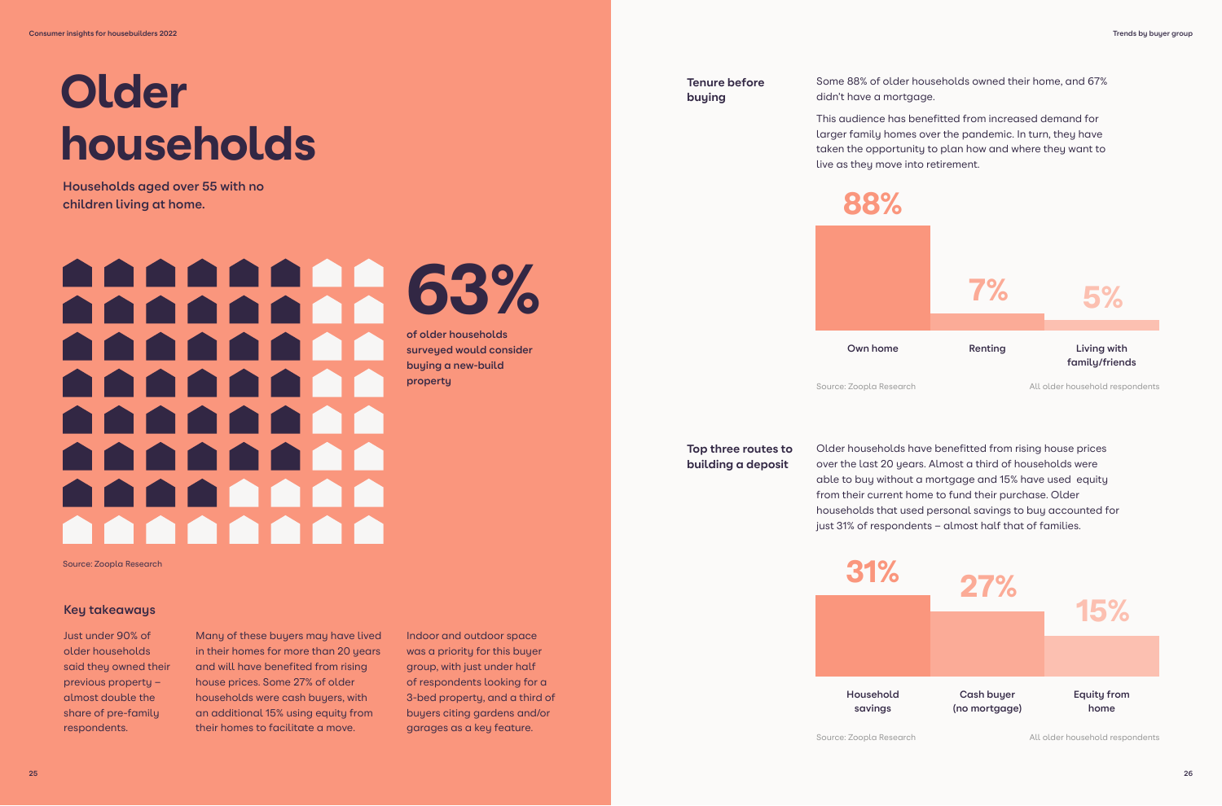# Older households

**Households aged over 55 with no children living at home.**

# 63%

**of older households surveyed would consider buying a new-build property**

Source: Zoopla Research

### Key takeaways

Just under 90% of older households said they owned their previous property – almost double the share of pre-family respondents.

Many of these buyers may have lived in their homes for more than 20 years and will have benefited from rising house prices. Some 27% of older households were cash buyers, with an additional 15% using equity from their homes to facilitate a move.

Indoor and outdoor space was a priority for this buyer group, with just under half of respondents looking for a 3-bed property, and a third of buyers citing gardens and/or garages as a key feature.

### Tenure before buying

Some 88% of older households owned their home, and 67% didn't have a mortgage.

This audience has benefitted from increased demand for larger family homes over the pandemic. In turn, they have taken the opportunity to plan how and where they want to live as they move into retirement.

| Own home | Renting | Living with family/friends |
| --- | --- | --- |
| 88% | 7% | 5% |

Source: Zoopla Research — All older household respondents

### Top three routes to building a deposit

Older households have benefitted from rising house prices over the last 20 years. Almost a third of households were able to buy without a mortgage and 15% have used equity from their current home to fund their purchase. Older households that used personal savings to buy accounted for just 31% of respondents – almost half that of families.

| Household savings | Cash buyer (no mortgage) | Equity from home |
| --- | --- | --- |
| 31% | 27% | 15% |

Source: Zoopla Research — All older household respondents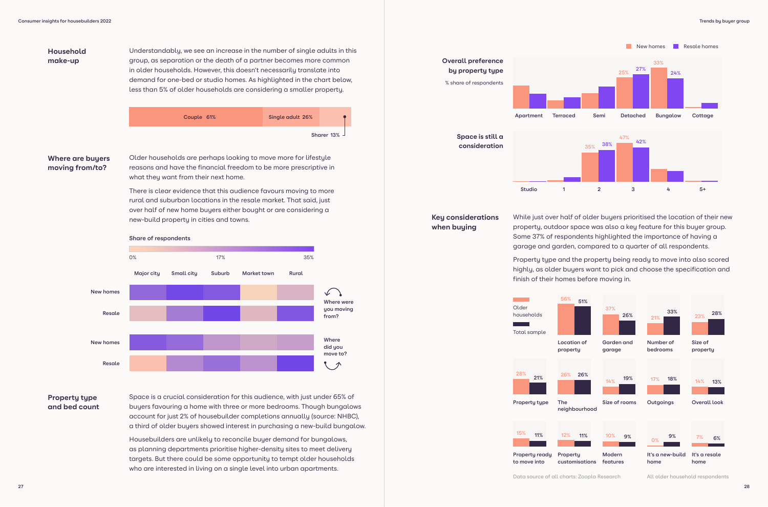## Household make-up

Understandably, we see an increase in the number of single adults in this group, as separation or the death of a partner becomes more common in older households. However, this doesn't necessarily translate into demand for one-bed or studio homes. As highlighted in the chart below, less than 5% of older households are considering a smaller property.

| Couple | Single adult | Sharer |
|---|---|---|
| 61% | 26% | 13% |

## Where are buyers moving from/to?

Older households are perhaps looking to move more for lifestyle reasons and have the financial freedom to be more prescriptive in what they want from their next home.

There is clear evidence that this audience favours moving to more rural and suburban locations in the resale market. That said, just over half of new home buyers either bought or are considering a new-build property in cities and towns.

Share of respondents

0% — 17% — 35%

Major city | Small city | Suburb | Market town | Rural

Where were you moving from? — New homes, Resale

Where did you move to? — New homes, Resale

## Property type and bed count

Space is a crucial consideration for this audience, with just under 65% of buyers favouring a home with three or more bedrooms. Though bungalows account for just 2% of housebuilder completions annually (source: NHBC), a third of older buyers showed interest in purchasing a new-build bungalow.

Housebuilders are unlikely to reconcile buyer demand for bungalows, as planning departments prioritise higher-density sites to meet delivery targets. But there could be some opportunity to tempt older households who are interested in living on a single level into urban apartments.

### Overall preference by property type

% share of respondents

| | New homes | Resale homes |
|---|---|---|
| Apartment | | |
| Terraced | | |
| Semi | | |
| Detached | 25% | 27% |
| Bungalow | 33% | 24% |
| Cottage | | |

### Space is still a consideration

| | New homes | Resale homes |
|---|---|---|
| Studio | | |
| 1 | | |
| 2 | 35% | 38% |
| 3 | 47% | 42% |
| 4 | | |
| 5+ | | |

## Key considerations when buying

While just over half of older buyers prioritised the location of their new property, outdoor space was also a key feature for this buyer group. Some 37% of respondents highlighted the importance of having a garage and garden, compared to a quarter of all respondents.

Property type and the property being ready to move into also scored highly, as older buyers want to pick and choose the specification and finish of their homes before moving in.

| | Older households | Total sample |
|---|---|---|
| Location of property | 56% | 51% |
| Garden and garage | 37% | 26% |
| Number of bedrooms | 21% | 33% |
| Size of property | 23% | 28% |
| Property type | 28% | 21% |
| The neighbourhood | 26% | 26% |
| Size of rooms | 14% | 19% |
| Outgoings | 17% | 18% |
| Overall look | 14% | 13% |
| Property ready to move into | 15% | 11% |
| Property customisations | 12% | 11% |
| Modern features | 10% | 9% |
| It's a new-build home | 0% | 9% |
| It's a resale home | 7% | 6% |

Data source of all charts: Zoopla Research

All older household respondents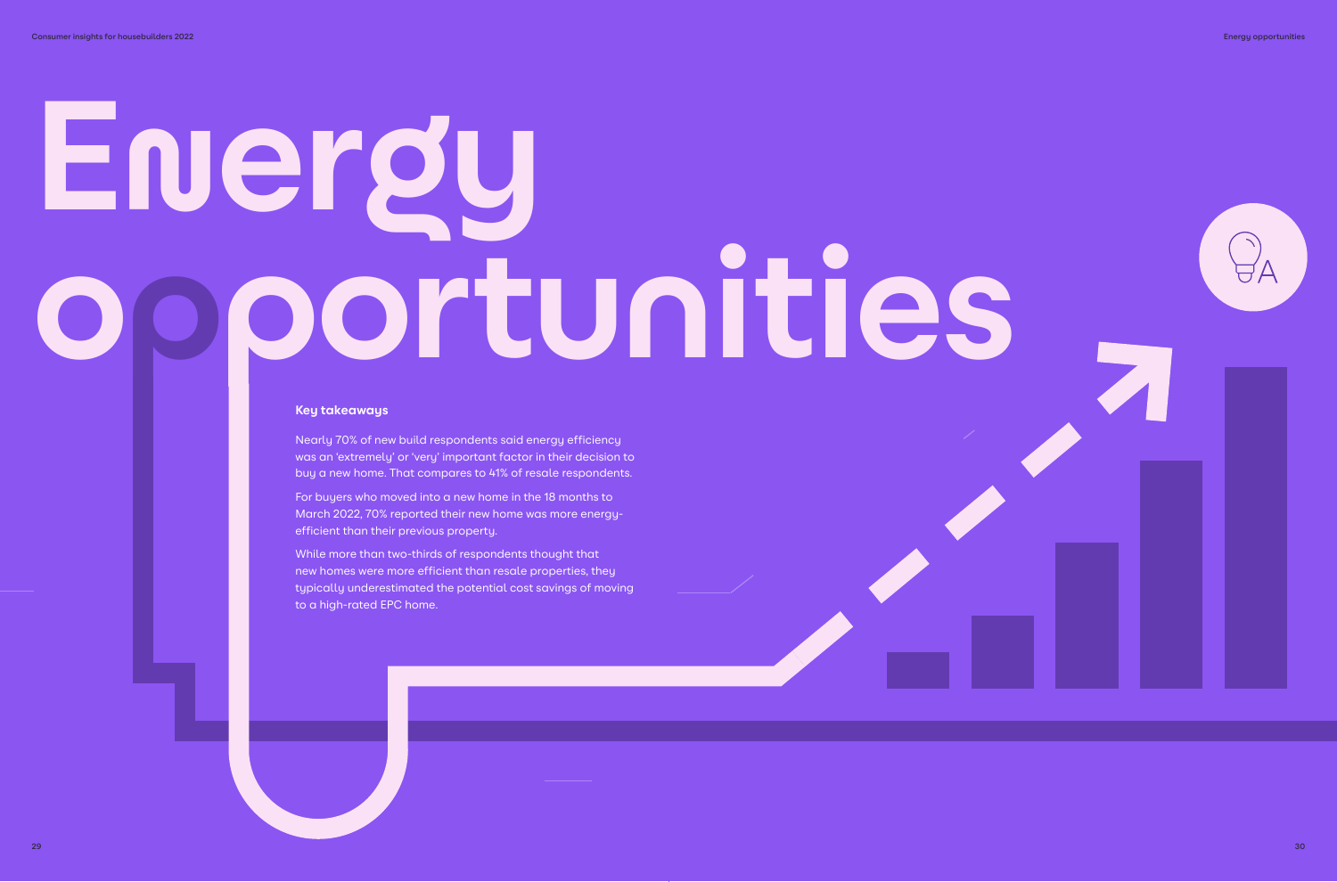# Energy opportunities

### Key takeaways

Nearly 70% of new build respondents said energy efficiency was an 'extremely' or 'very' important factor in their decision to buy a new home. That compares to 41% of resale respondents.

For buyers who moved into a new home in the 18 months to March 2022, 70% reported their new home was more energy-efficient than their previous property.

While more than two-thirds of respondents thought that new homes were more efficient than resale properties, they typically underestimated the potential cost savings of moving to a high-rated EPC home.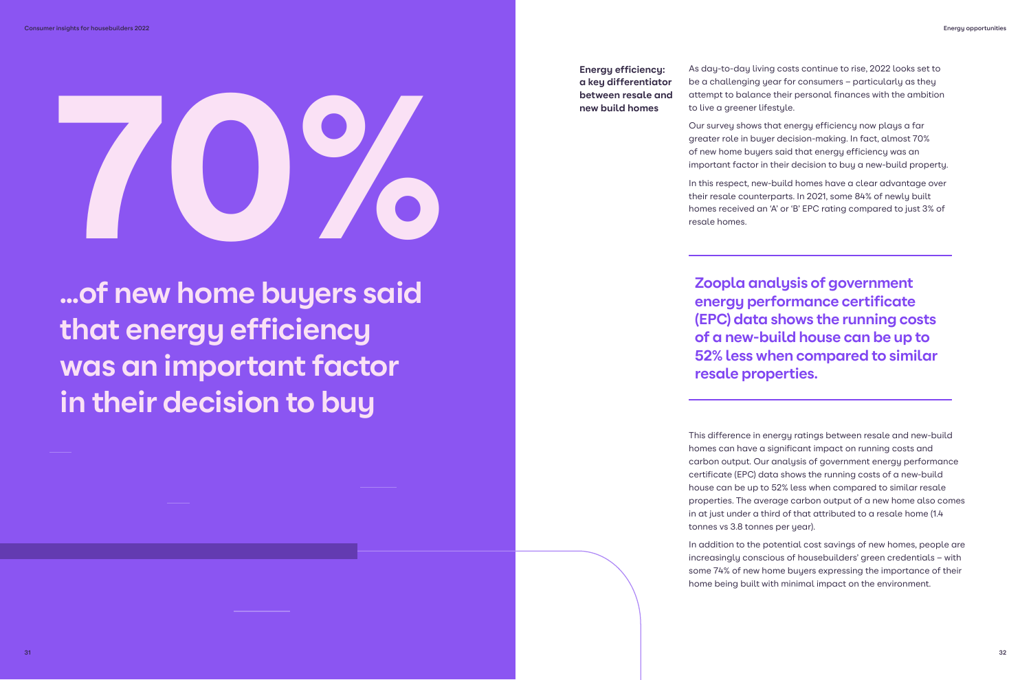# 70%

## ...of new home buyers said that energy efficiency was an important factor in their decision to buy

### Energy efficiency: a key differentiator between resale and new build homes

As day-to-day living costs continue to rise, 2022 looks set to be a challenging year for consumers – particularly as they attempt to balance their personal finances with the ambition to live a greener lifestyle.

Our survey shows that energy efficiency now plays a far greater role in buyer decision-making. In fact, almost 70% of new home buyers said that energy efficiency was an important factor in their decision to buy a new-build property.

In this respect, new-build homes have a clear advantage over their resale counterparts. In 2021, some 84% of newly built homes received an 'A' or 'B' EPC rating compared to just 3% of resale homes.

> **Zoopla analysis of government energy performance certificate (EPC) data shows the running costs of a new-build house can be up to 52% less when compared to similar resale properties.**

This difference in energy ratings between resale and new-build homes can have a significant impact on running costs and carbon output. Our analysis of government energy performance certificate (EPC) data shows the running costs of a new-build house can be up to 52% less when compared to similar resale properties. The average carbon output of a new home also comes in at just under a third of that attributed to a resale home (1.4 tonnes vs 3.8 tonnes per year).

In addition to the potential cost savings of new homes, people are increasingly conscious of housebuilders' green credentials – with some 74% of new home buyers expressing the importance of their home being built with minimal impact on the environment.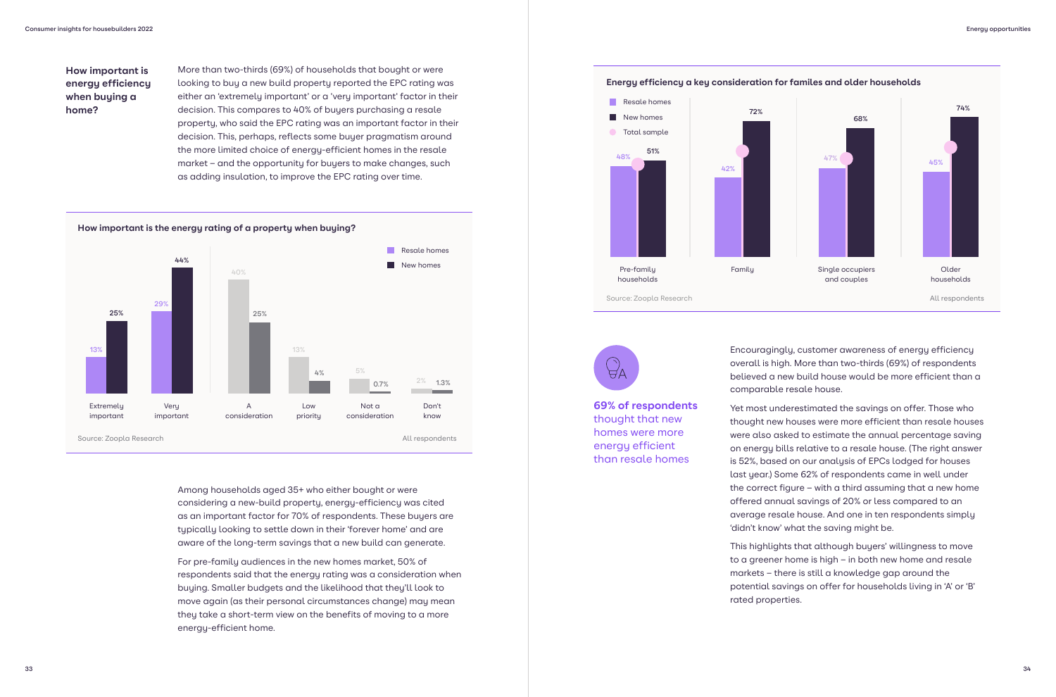### How important is energy efficiency when buying a home?

More than two-thirds (69%) of households that bought or were looking to buy a new build property reported the EPC rating was either an 'extremely important' or a 'very important' factor in their decision. This compares to 40% of buyers purchasing a resale property, who said the EPC rating was an important factor in their decision. This, perhaps, reflects some buyer pragmatism around the more limited choice of energy-efficient homes in the resale market – and the opportunity for buyers to make changes, such as adding insulation, to improve the EPC rating over time.

**How important is the energy rating of a property when buying?**

| | Resale homes | New homes |
|---|---|---|
| Extremely important | 13% | 25% |
| Very important | 29% | 44% |
| A consideration | 40% | 25% |
| Low priority | 13% | 4% |
| Not a consideration | 5% | 0.7% |
| Don't know | 2% | 1.3% |

Source: Zoopla Research — All respondents

Among households aged 35+ who either bought or were considering a new-build property, energy-efficiency was cited as an important factor for 70% of respondents. These buyers are typically looking to settle down in their 'forever home' and are aware of the long-term savings that a new build can generate.

For pre-family audiences in the new homes market, 50% of respondents said that the energy rating was a consideration when buying. Smaller budgets and the likelihood that they'll look to move again (as their personal circumstances change) may mean they take a short-term view on the benefits of moving to a more energy-efficient home.

**Energy efficiency a key consideration for familes and older households**

| | Resale homes | New homes |
|---|---|---|
| Pre-family households | 48% | 51% |
| Family | 42% | 72% |
| Single occupiers and couples | 47% | 68% |
| Older households | 45% | 74% |

Source: Zoopla Research — All respondents

**69% of respondents** thought that new homes were more energy efficient than resale homes

Encouragingly, customer awareness of energy efficiency overall is high. More than two-thirds (69%) of respondents believed a new build house would be more efficient than a comparable resale house.

Yet most underestimated the savings on offer. Those who thought new houses were more efficient than resale houses were also asked to estimate the annual percentage saving on energy bills relative to a resale house. (The right answer is 52%, based on our analysis of EPCs lodged for houses last year.) Some 62% of respondents came in well under the correct figure – with a third assuming that a new home offered annual savings of 20% or less compared to an average resale house. And one in ten respondents simply 'didn't know' what the saving might be.

This highlights that although buyers' willingness to move to a greener home is high – in both new home and resale markets – there is still a knowledge gap around the potential savings on offer for households living in 'A' or 'B' rated properties.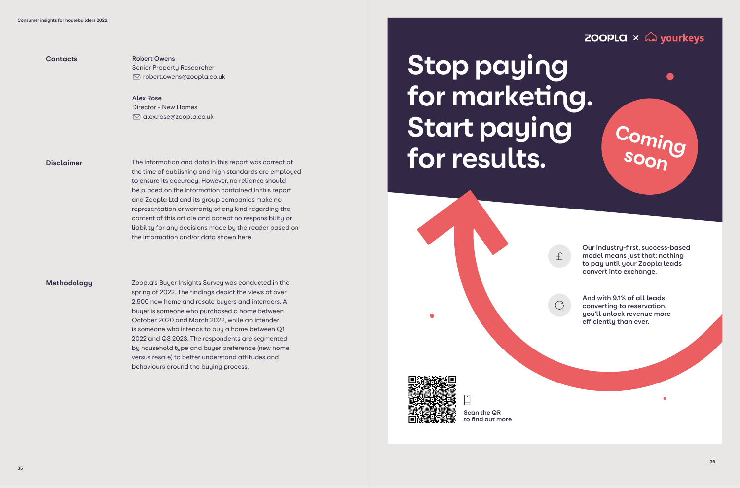## Contacts

**Robert Owens**
Senior Property Researcher
robert.owens@zoopla.co.uk

**Alex Rose**
Director - New Homes
alex.rose@zoopla.co.uk

## Disclaimer

The information and data in this report was correct at the time of publishing and high standards are employed to ensure its accuracy. However, no reliance should be placed on the information contained in this report and Zoopla Ltd and its group companies make no representation or warranty of any kind regarding the content of this article and accept no responsibility or liability for any decisions made by the reader based on the information and/or data shown here.

## Methodology

Zoopla's Buyer Insights Survey was conducted in the spring of 2022. The findings depict the views of over 2,500 new home and resale buyers and intenders. A buyer is someone who purchased a home between October 2020 and March 2022, while an intender is someone who intends to buy a home between Q1 2022 and Q3 2023. The respondents are segmented by household type and buyer preference (new home versus resale) to better understand attitudes and behaviours around the buying process.

ZOOPLA × yourkeys

# Stop paying for marketing. Start paying for results.

Coming soon

Our industry-first, success-based model means just that: nothing to pay until your Zoopla leads convert into exchange.

And with 9.1% of all leads converting to reservation, you'll unlock revenue more efficiently than ever.

Scan the QR to find out more